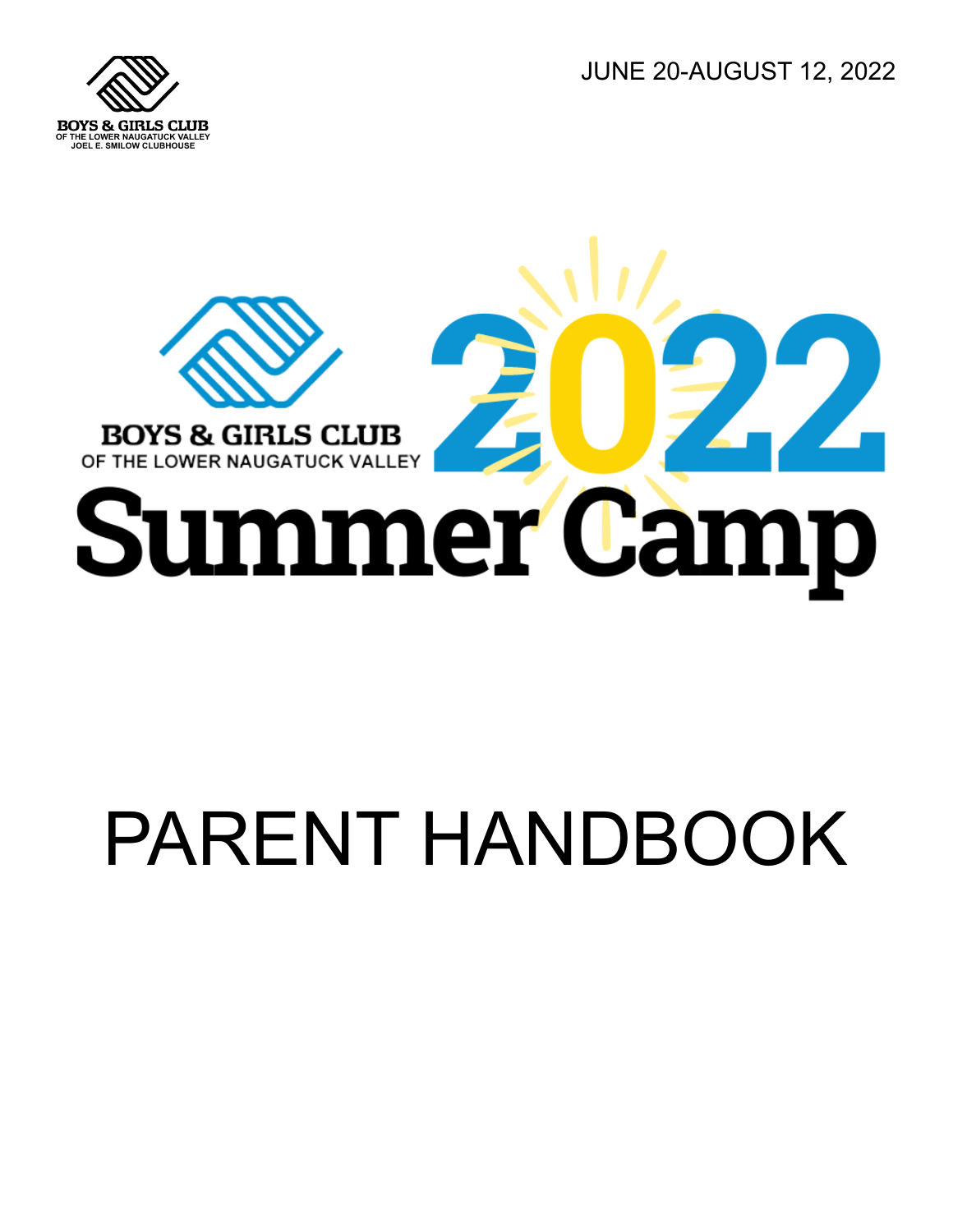BOYS & GIRLS CLUB
OF THE LOWER NAUGATUCK VALLEY
JOEL E. SMILOW CLUBHOUSE

JUNE 20-AUGUST 12, 2022

BOYS & GIRLS CLUB
OF THE LOWER NAUGATUCK VALLEY

# 2022 Summer Camp

# PARENT HANDBOOK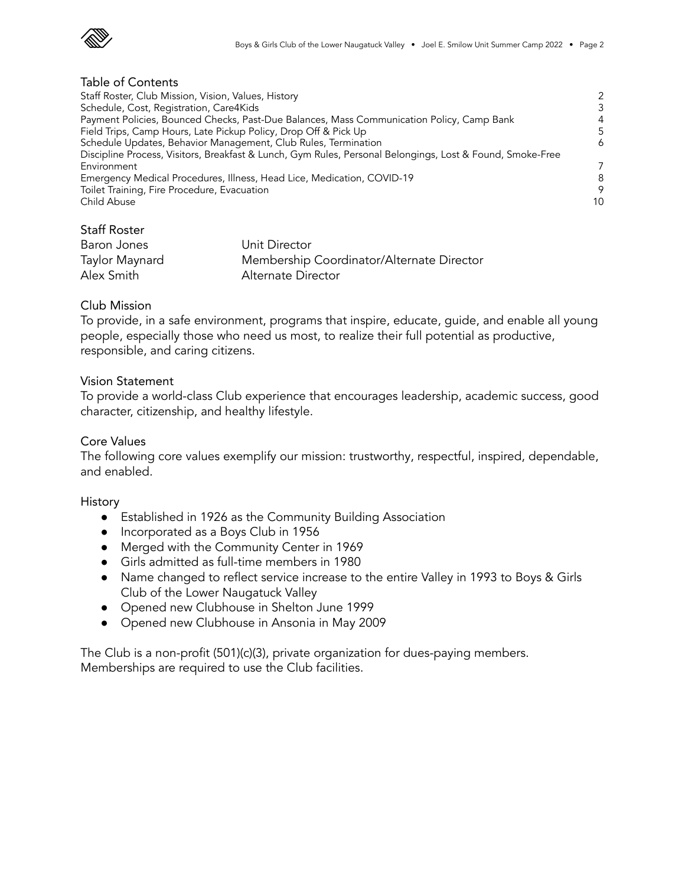## Table of Contents

| | |
|---|---|
| Staff Roster, Club Mission, Vision, Values, History | 2 |
| Schedule, Cost, Registration, Care4Kids | 3 |
| Payment Policies, Bounced Checks, Past-Due Balances, Mass Communication Policy, Camp Bank | 4 |
| Field Trips, Camp Hours, Late Pickup Policy, Drop Off & Pick Up | 5 |
| Schedule Updates, Behavior Management, Club Rules, Termination | 6 |
| Discipline Process, Visitors, Breakfast & Lunch, Gym Rules, Personal Belongings, Lost & Found, Smoke-Free Environment | 7 |
| Emergency Medical Procedures, Illness, Head Lice, Medication, COVID-19 | 8 |
| Toilet Training, Fire Procedure, Evacuation | 9 |
| Child Abuse | 10 |

## Staff Roster

| | |
|---|---|
| Baron Jones | Unit Director |
| Taylor Maynard | Membership Coordinator/Alternate Director |
| Alex Smith | Alternate Director |

## Club Mission

To provide, in a safe environment, programs that inspire, educate, guide, and enable all young people, especially those who need us most, to realize their full potential as productive, responsible, and caring citizens.

## Vision Statement

To provide a world-class Club experience that encourages leadership, academic success, good character, citizenship, and healthy lifestyle.

## Core Values

The following core values exemplify our mission: trustworthy, respectful, inspired, dependable, and enabled.

## History

- Established in 1926 as the Community Building Association
- Incorporated as a Boys Club in 1956
- Merged with the Community Center in 1969
- Girls admitted as full-time members in 1980
- Name changed to reflect service increase to the entire Valley in 1993 to Boys & Girls Club of the Lower Naugatuck Valley
- Opened new Clubhouse in Shelton June 1999
- Opened new Clubhouse in Ansonia in May 2009

The Club is a non-profit (501)(c)(3), private organization for dues-paying members. Memberships are required to use the Club facilities.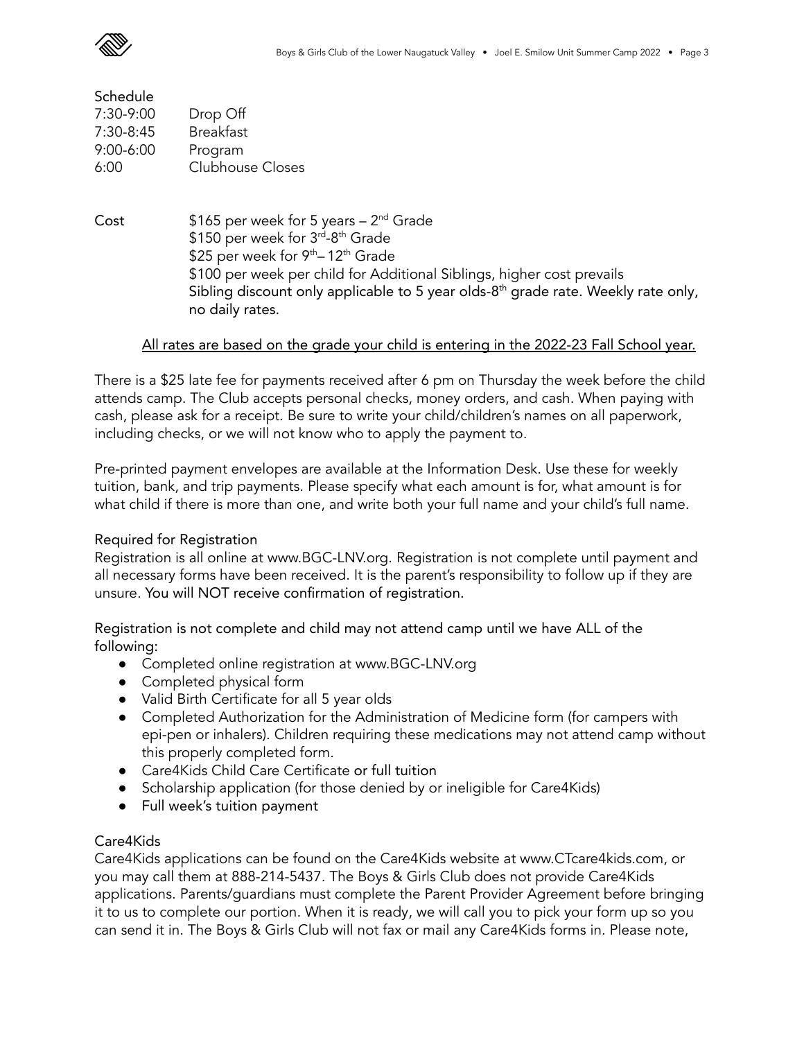## Schedule

| | |
|---|---|
| 7:30-9:00 | Drop Off |
| 7:30-8:45 | Breakfast |
| 9:00-6:00 | Program |
| 6:00 | Clubhouse Closes |

## Cost

$165 per week for 5 years – 2nd Grade
$150 per week for 3rd-8th Grade
$25 per week for 9th– 12th Grade
$100 per week per child for Additional Siblings, higher cost prevails
Sibling discount only applicable to 5 year olds-8th grade rate. Weekly rate only, no daily rates.

<u>All rates are based on the grade your child is entering in the 2022-23 Fall School year.</u>

There is a $25 late fee for payments received after 6 pm on Thursday the week before the child attends camp. The Club accepts personal checks, money orders, and cash. When paying with cash, please ask for a receipt. Be sure to write your child/children's names on all paperwork, including checks, or we will not know who to apply the payment to.

Pre-printed payment envelopes are available at the Information Desk. Use these for weekly tuition, bank, and trip payments. Please specify what each amount is for, what amount is for what child if there is more than one, and write both your full name and your child's full name.

## Required for Registration

Registration is all online at www.BGC-LNV.org. Registration is not complete until payment and all necessary forms have been received. It is the parent's responsibility to follow up if they are unsure. You will NOT receive confirmation of registration.

Registration is not complete and child may not attend camp until we have ALL of the following:

- Completed online registration at www.BGC-LNV.org
- Completed physical form
- Valid Birth Certificate for all 5 year olds
- Completed Authorization for the Administration of Medicine form (for campers with epi-pen or inhalers). Children requiring these medications may not attend camp without this properly completed form.
- Care4Kids Child Care Certificate or full tuition
- Scholarship application (for those denied by or ineligible for Care4Kids)
- Full week's tuition payment

## Care4Kids

Care4Kids applications can be found on the Care4Kids website at www.CTcare4kids.com, or you may call them at 888-214-5437. The Boys & Girls Club does not provide Care4Kids applications. Parents/guardians must complete the Parent Provider Agreement before bringing it to us to complete our portion. When it is ready, we will call you to pick your form up so you can send it in. The Boys & Girls Club will not fax or mail any Care4Kids forms in. Please note,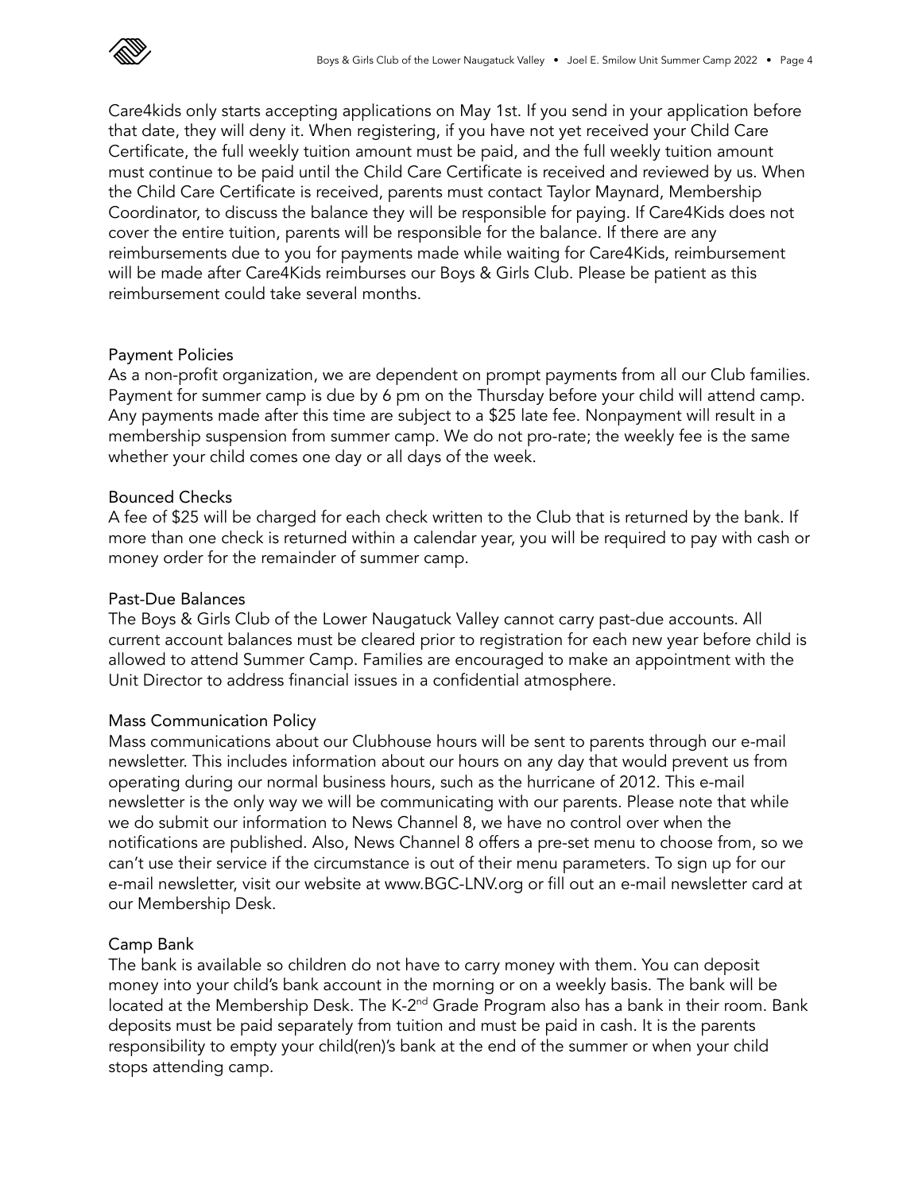Care4kids only starts accepting applications on May 1st. If you send in your application before that date, they will deny it. When registering, if you have not yet received your Child Care Certificate, the full weekly tuition amount must be paid, and the full weekly tuition amount must continue to be paid until the Child Care Certificate is received and reviewed by us. When the Child Care Certificate is received, parents must contact Taylor Maynard, Membership Coordinator, to discuss the balance they will be responsible for paying. If Care4Kids does not cover the entire tuition, parents will be responsible for the balance. If there are any reimbursements due to you for payments made while waiting for Care4Kids, reimbursement will be made after Care4Kids reimburses our Boys & Girls Club. Please be patient as this reimbursement could take several months.

### Payment Policies

As a non-profit organization, we are dependent on prompt payments from all our Club families. Payment for summer camp is due by 6 pm on the Thursday before your child will attend camp. Any payments made after this time are subject to a $25 late fee. Nonpayment will result in a membership suspension from summer camp. We do not pro-rate; the weekly fee is the same whether your child comes one day or all days of the week.

### Bounced Checks

A fee of $25 will be charged for each check written to the Club that is returned by the bank. If more than one check is returned within a calendar year, you will be required to pay with cash or money order for the remainder of summer camp.

### Past-Due Balances

The Boys & Girls Club of the Lower Naugatuck Valley cannot carry past-due accounts. All current account balances must be cleared prior to registration for each new year before child is allowed to attend Summer Camp. Families are encouraged to make an appointment with the Unit Director to address financial issues in a confidential atmosphere.

### Mass Communication Policy

Mass communications about our Clubhouse hours will be sent to parents through our e-mail newsletter. This includes information about our hours on any day that would prevent us from operating during our normal business hours, such as the hurricane of 2012. This e-mail newsletter is the only way we will be communicating with our parents. Please note that while we do submit our information to News Channel 8, we have no control over when the notifications are published. Also, News Channel 8 offers a pre-set menu to choose from, so we can't use their service if the circumstance is out of their menu parameters. To sign up for our e-mail newsletter, visit our website at www.BGC-LNV.org or fill out an e-mail newsletter card at our Membership Desk.

### Camp Bank

The bank is available so children do not have to carry money with them. You can deposit money into your child's bank account in the morning or on a weekly basis. The bank will be located at the Membership Desk. The K-2nd Grade Program also has a bank in their room. Bank deposits must be paid separately from tuition and must be paid in cash. It is the parents responsibility to empty your child(ren)'s bank at the end of the summer or when your child stops attending camp.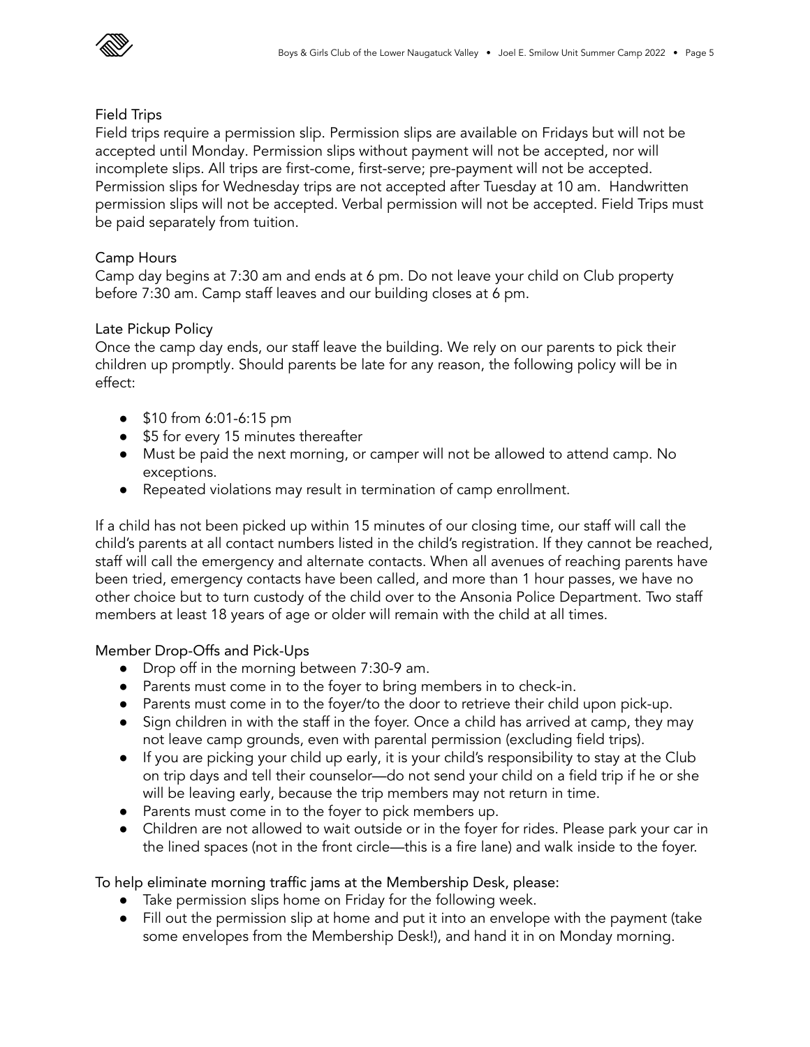## Field Trips

Field trips require a permission slip. Permission slips are available on Fridays but will not be accepted until Monday. Permission slips without payment will not be accepted, nor will incomplete slips. All trips are first-come, first-serve; pre-payment will not be accepted. Permission slips for Wednesday trips are not accepted after Tuesday at 10 am. Handwritten permission slips will not be accepted. Verbal permission will not be accepted. Field Trips must be paid separately from tuition.

## Camp Hours

Camp day begins at 7:30 am and ends at 6 pm. Do not leave your child on Club property before 7:30 am. Camp staff leaves and our building closes at 6 pm.

## Late Pickup Policy

Once the camp day ends, our staff leave the building. We rely on our parents to pick their children up promptly. Should parents be late for any reason, the following policy will be in effect:

- $10 from 6:01-6:15 pm
- $5 for every 15 minutes thereafter
- Must be paid the next morning, or camper will not be allowed to attend camp. No exceptions.
- Repeated violations may result in termination of camp enrollment.

If a child has not been picked up within 15 minutes of our closing time, our staff will call the child's parents at all contact numbers listed in the child's registration. If they cannot be reached, staff will call the emergency and alternate contacts. When all avenues of reaching parents have been tried, emergency contacts have been called, and more than 1 hour passes, we have no other choice but to turn custody of the child over to the Ansonia Police Department. Two staff members at least 18 years of age or older will remain with the child at all times.

## Member Drop-Offs and Pick-Ups

- Drop off in the morning between 7:30-9 am.
- Parents must come in to the foyer to bring members in to check-in.
- Parents must come in to the foyer/to the door to retrieve their child upon pick-up.
- Sign children in with the staff in the foyer. Once a child has arrived at camp, they may not leave camp grounds, even with parental permission (excluding field trips).
- If you are picking your child up early, it is your child's responsibility to stay at the Club on trip days and tell their counselor—do not send your child on a field trip if he or she will be leaving early, because the trip members may not return in time.
- Parents must come in to the foyer to pick members up.
- Children are not allowed to wait outside or in the foyer for rides. Please park your car in the lined spaces (not in the front circle—this is a fire lane) and walk inside to the foyer.

To help eliminate morning traffic jams at the Membership Desk, please:

- Take permission slips home on Friday for the following week.
- Fill out the permission slip at home and put it into an envelope with the payment (take some envelopes from the Membership Desk!), and hand it in on Monday morning.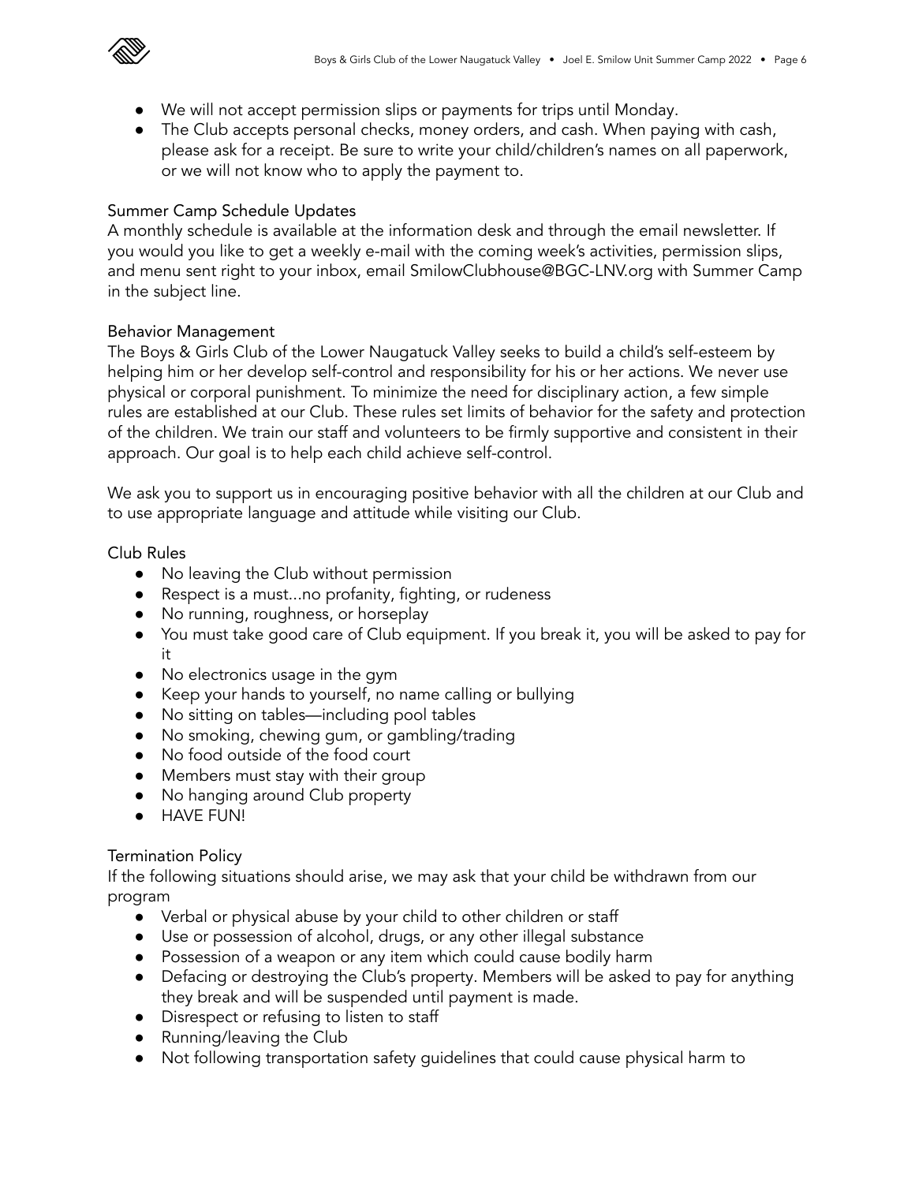- We will not accept permission slips or payments for trips until Monday.
- The Club accepts personal checks, money orders, and cash. When paying with cash, please ask for a receipt. Be sure to write your child/children's names on all paperwork, or we will not know who to apply the payment to.

## Summer Camp Schedule Updates

A monthly schedule is available at the information desk and through the email newsletter. If you would you like to get a weekly e-mail with the coming week's activities, permission slips, and menu sent right to your inbox, email SmilowClubhouse@BGC-LNV.org with Summer Camp in the subject line.

## Behavior Management

The Boys & Girls Club of the Lower Naugatuck Valley seeks to build a child's self-esteem by helping him or her develop self-control and responsibility for his or her actions. We never use physical or corporal punishment. To minimize the need for disciplinary action, a few simple rules are established at our Club. These rules set limits of behavior for the safety and protection of the children. We train our staff and volunteers to be firmly supportive and consistent in their approach. Our goal is to help each child achieve self-control.

We ask you to support us in encouraging positive behavior with all the children at our Club and to use appropriate language and attitude while visiting our Club.

## Club Rules

- No leaving the Club without permission
- Respect is a must...no profanity, fighting, or rudeness
- No running, roughness, or horseplay
- You must take good care of Club equipment. If you break it, you will be asked to pay for it
- No electronics usage in the gym
- Keep your hands to yourself, no name calling or bullying
- No sitting on tables—including pool tables
- No smoking, chewing gum, or gambling/trading
- No food outside of the food court
- Members must stay with their group
- No hanging around Club property
- HAVE FUN!

## Termination Policy

If the following situations should arise, we may ask that your child be withdrawn from our program

- Verbal or physical abuse by your child to other children or staff
- Use or possession of alcohol, drugs, or any other illegal substance
- Possession of a weapon or any item which could cause bodily harm
- Defacing or destroying the Club's property. Members will be asked to pay for anything they break and will be suspended until payment is made.
- Disrespect or refusing to listen to staff
- Running/leaving the Club
- Not following transportation safety guidelines that could cause physical harm to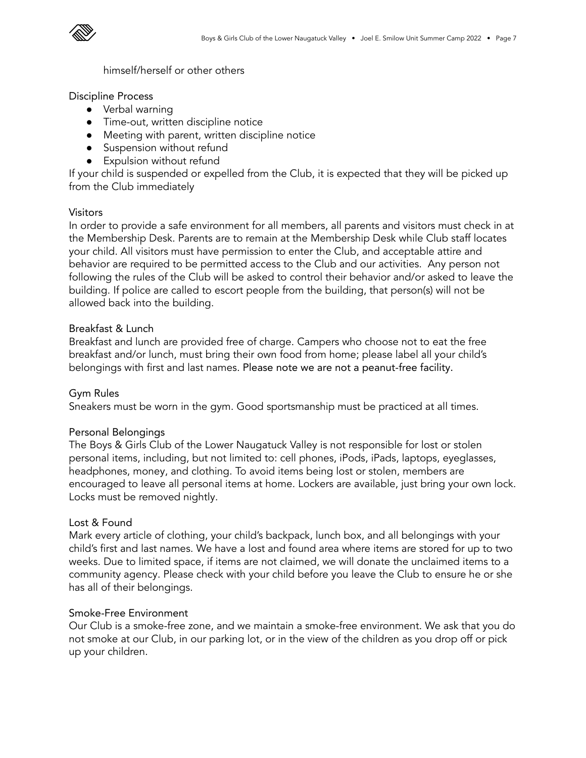himself/herself or other others

### Discipline Process

- Verbal warning
- Time-out, written discipline notice
- Meeting with parent, written discipline notice
- Suspension without refund
- Expulsion without refund

If your child is suspended or expelled from the Club, it is expected that they will be picked up from the Club immediately

### Visitors

In order to provide a safe environment for all members, all parents and visitors must check in at the Membership Desk. Parents are to remain at the Membership Desk while Club staff locates your child. All visitors must have permission to enter the Club, and acceptable attire and behavior are required to be permitted access to the Club and our activities. Any person not following the rules of the Club will be asked to control their behavior and/or asked to leave the building. If police are called to escort people from the building, that person(s) will not be allowed back into the building.

### Breakfast & Lunch

Breakfast and lunch are provided free of charge. Campers who choose not to eat the free breakfast and/or lunch, must bring their own food from home; please label all your child's belongings with first and last names. Please note we are not a peanut-free facility.

### Gym Rules

Sneakers must be worn in the gym. Good sportsmanship must be practiced at all times.

### Personal Belongings

The Boys & Girls Club of the Lower Naugatuck Valley is not responsible for lost or stolen personal items, including, but not limited to: cell phones, iPods, iPads, laptops, eyeglasses, headphones, money, and clothing. To avoid items being lost or stolen, members are encouraged to leave all personal items at home. Lockers are available, just bring your own lock. Locks must be removed nightly.

### Lost & Found

Mark every article of clothing, your child's backpack, lunch box, and all belongings with your child's first and last names. We have a lost and found area where items are stored for up to two weeks. Due to limited space, if items are not claimed, we will donate the unclaimed items to a community agency. Please check with your child before you leave the Club to ensure he or she has all of their belongings.

### Smoke-Free Environment

Our Club is a smoke-free zone, and we maintain a smoke-free environment. We ask that you do not smoke at our Club, in our parking lot, or in the view of the children as you drop off or pick up your children.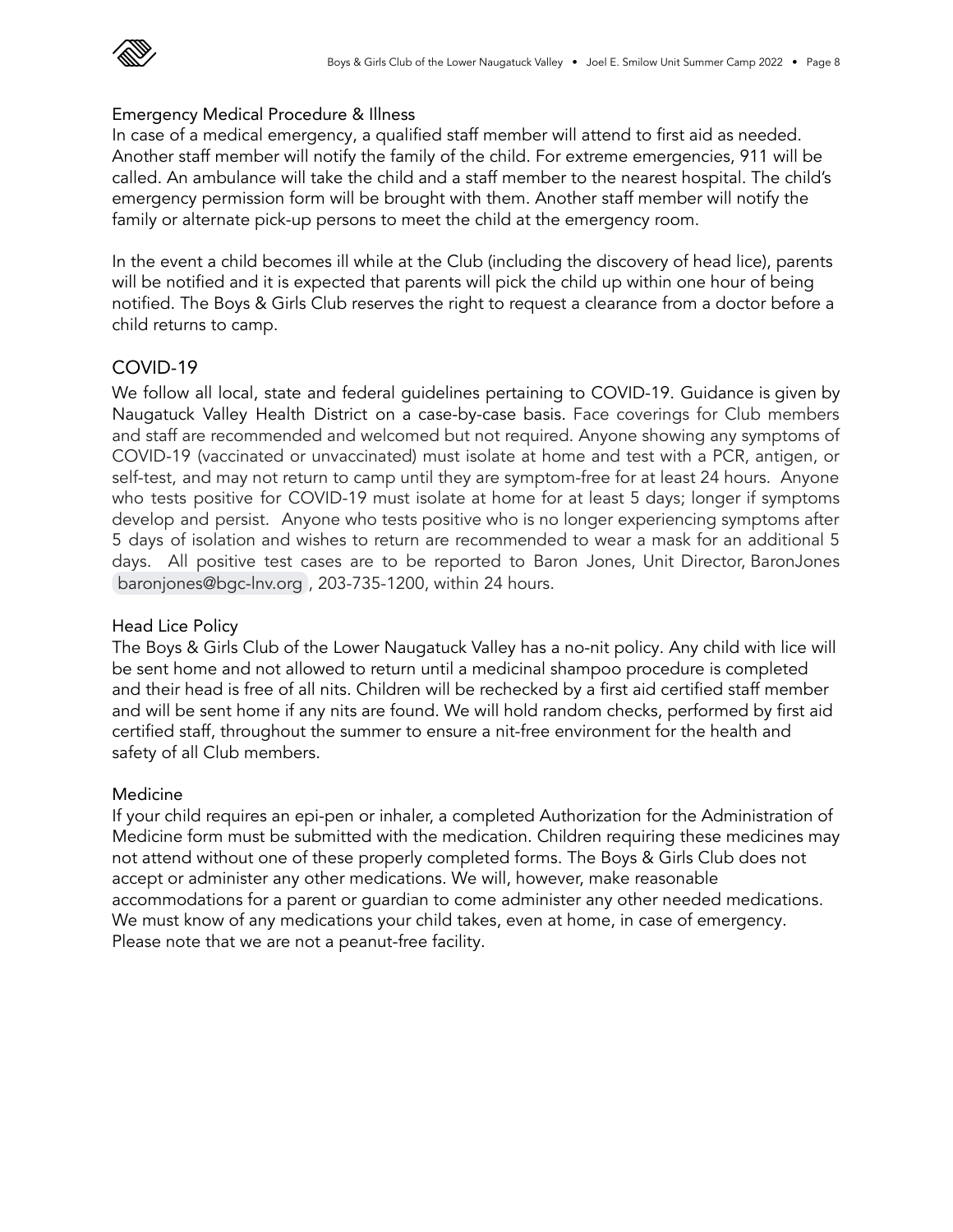### Emergency Medical Procedure & Illness

In case of a medical emergency, a qualified staff member will attend to first aid as needed. Another staff member will notify the family of the child. For extreme emergencies, 911 will be called. An ambulance will take the child and a staff member to the nearest hospital. The child's emergency permission form will be brought with them. Another staff member will notify the family or alternate pick-up persons to meet the child at the emergency room.

In the event a child becomes ill while at the Club (including the discovery of head lice), parents will be notified and it is expected that parents will pick the child up within one hour of being notified. The Boys & Girls Club reserves the right to request a clearance from a doctor before a child returns to camp.

## COVID-19

We follow all local, state and federal guidelines pertaining to COVID-19. Guidance is given by Naugatuck Valley Health District on a case-by-case basis. Face coverings for Club members and staff are recommended and welcomed but not required. Anyone showing any symptoms of COVID-19 (vaccinated or unvaccinated) must isolate at home and test with a PCR, antigen, or self-test, and may not return to camp until they are symptom-free for at least 24 hours. Anyone who tests positive for COVID-19 must isolate at home for at least 5 days; longer if symptoms develop and persist. Anyone who tests positive who is no longer experiencing symptoms after 5 days of isolation and wishes to return are recommended to wear a mask for an additional 5 days. All positive test cases are to be reported to Baron Jones, Unit Director, BaronJones baronjones@bgc-lnv.org , 203-735-1200, within 24 hours.

### Head Lice Policy

The Boys & Girls Club of the Lower Naugatuck Valley has a no-nit policy. Any child with lice will be sent home and not allowed to return until a medicinal shampoo procedure is completed and their head is free of all nits. Children will be rechecked by a first aid certified staff member and will be sent home if any nits are found. We will hold random checks, performed by first aid certified staff, throughout the summer to ensure a nit-free environment for the health and safety of all Club members.

### Medicine

If your child requires an epi-pen or inhaler, a completed Authorization for the Administration of Medicine form must be submitted with the medication. Children requiring these medicines may not attend without one of these properly completed forms. The Boys & Girls Club does not accept or administer any other medications. We will, however, make reasonable accommodations for a parent or guardian to come administer any other needed medications. We must know of any medications your child takes, even at home, in case of emergency. Please note that we are not a peanut-free facility.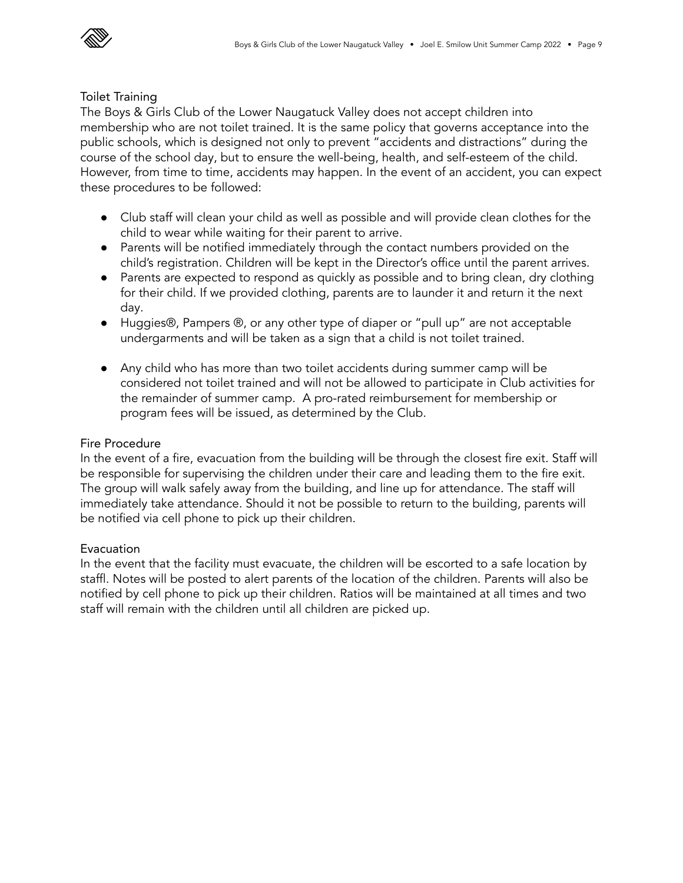## Toilet Training

The Boys & Girls Club of the Lower Naugatuck Valley does not accept children into membership who are not toilet trained. It is the same policy that governs acceptance into the public schools, which is designed not only to prevent "accidents and distractions" during the course of the school day, but to ensure the well-being, health, and self-esteem of the child. However, from time to time, accidents may happen. In the event of an accident, you can expect these procedures to be followed:

- Club staff will clean your child as well as possible and will provide clean clothes for the child to wear while waiting for their parent to arrive.
- Parents will be notified immediately through the contact numbers provided on the child's registration. Children will be kept in the Director's office until the parent arrives.
- Parents are expected to respond as quickly as possible and to bring clean, dry clothing for their child. If we provided clothing, parents are to launder it and return it the next day.
- Huggies®, Pampers ®, or any other type of diaper or "pull up" are not acceptable undergarments and will be taken as a sign that a child is not toilet trained.
- Any child who has more than two toilet accidents during summer camp will be considered not toilet trained and will not be allowed to participate in Club activities for the remainder of summer camp. A pro-rated reimbursement for membership or program fees will be issued, as determined by the Club.

## Fire Procedure

In the event of a fire, evacuation from the building will be through the closest fire exit. Staff will be responsible for supervising the children under their care and leading them to the fire exit. The group will walk safely away from the building, and line up for attendance. The staff will immediately take attendance. Should it not be possible to return to the building, parents will be notified via cell phone to pick up their children.

## Evacuation

In the event that the facility must evacuate, the children will be escorted to a safe location by staffl. Notes will be posted to alert parents of the location of the children. Parents will also be notified by cell phone to pick up their children. Ratios will be maintained at all times and two staff will remain with the children until all children are picked up.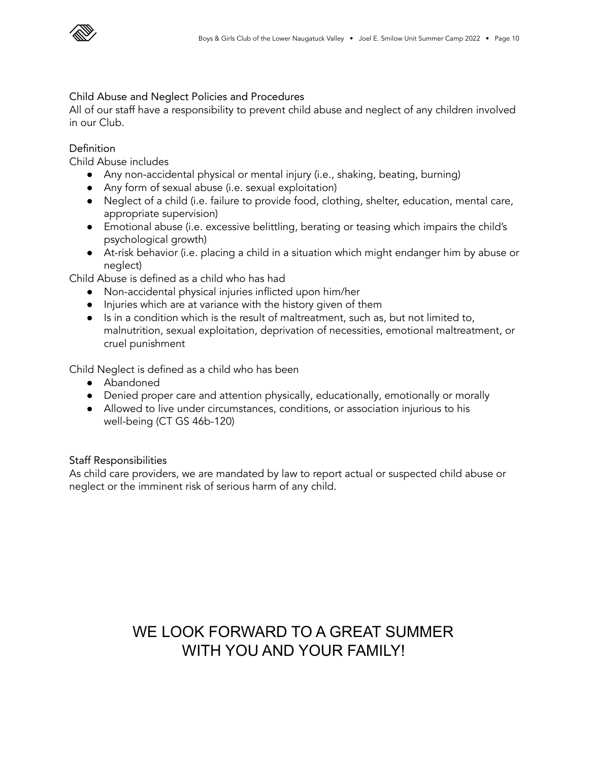## Child Abuse and Neglect Policies and Procedures

All of our staff have a responsibility to prevent child abuse and neglect of any children involved in our Club.

### Definition

Child Abuse includes

- Any non-accidental physical or mental injury (i.e., shaking, beating, burning)
- Any form of sexual abuse (i.e. sexual exploitation)
- Neglect of a child (i.e. failure to provide food, clothing, shelter, education, mental care, appropriate supervision)
- Emotional abuse (i.e. excessive belittling, berating or teasing which impairs the child's psychological growth)
- At-risk behavior (i.e. placing a child in a situation which might endanger him by abuse or neglect)

Child Abuse is defined as a child who has had

- Non-accidental physical injuries inflicted upon him/her
- Injuries which are at variance with the history given of them
- Is in a condition which is the result of maltreatment, such as, but not limited to, malnutrition, sexual exploitation, deprivation of necessities, emotional maltreatment, or cruel punishment

Child Neglect is defined as a child who has been

- Abandoned
- Denied proper care and attention physically, educationally, emotionally or morally
- Allowed to live under circumstances, conditions, or association injurious to his well-being (CT GS 46b-120)

### Staff Responsibilities

As child care providers, we are mandated by law to report actual or suspected child abuse or neglect or the imminent risk of serious harm of any child.

# WE LOOK FORWARD TO A GREAT SUMMER WITH YOU AND YOUR FAMILY!